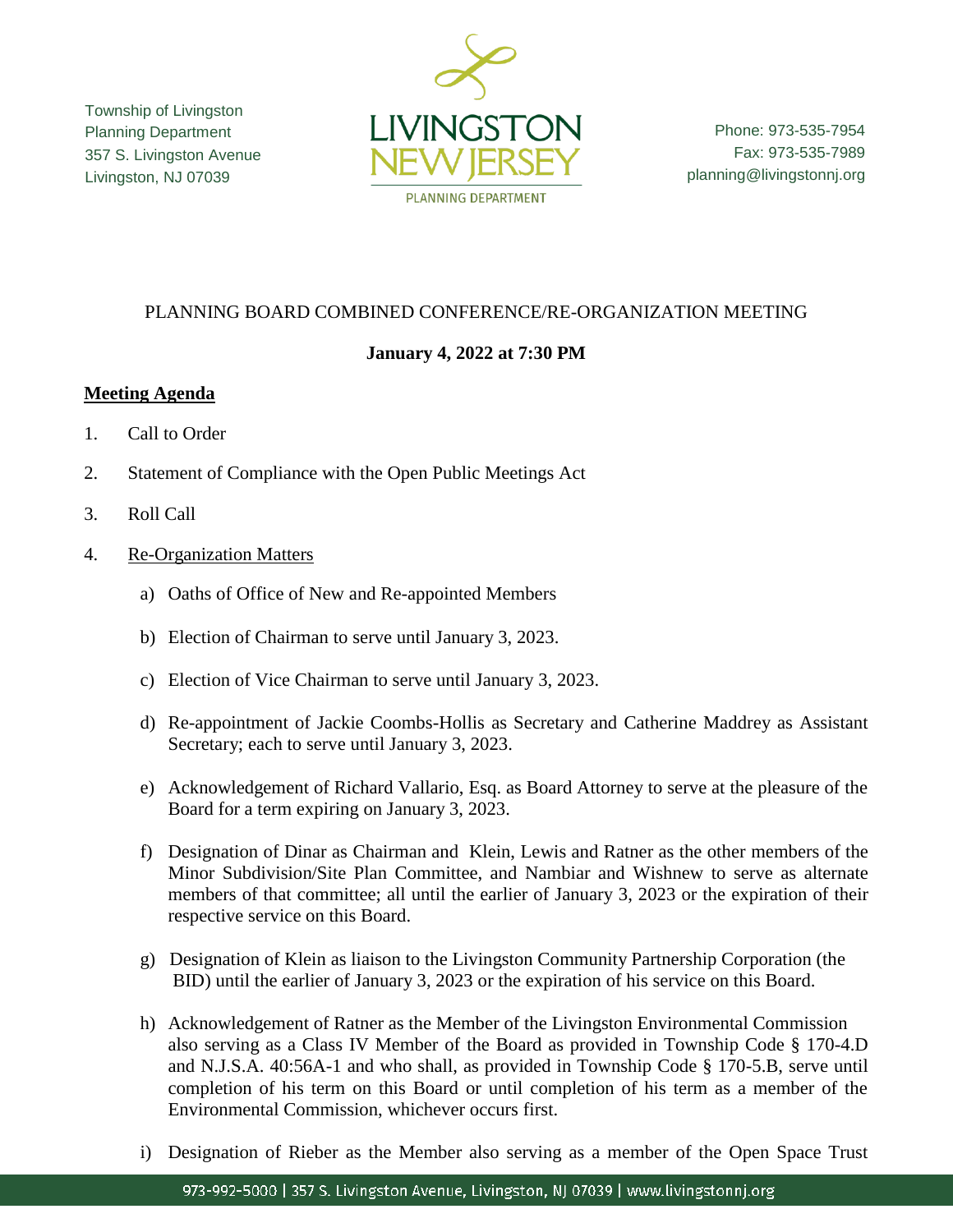Township of Livingston
Planning Department
357 S. Livingston Avenue
Livingston, NJ 07039

LIVINGSTON NEW JERSEY
PLANNING DEPARTMENT

Phone: 973-535-7954
Fax: 973-535-7989
planning@livingstonnj.org

PLANNING BOARD COMBINED CONFERENCE/RE-ORGANIZATION MEETING

**January 4, 2022 at 7:30 PM**

**Meeting Agenda**

1. Call to Order

2. Statement of Compliance with the Open Public Meetings Act

3. Roll Call

4. Re-Organization Matters

   a) Oaths of Office of New and Re-appointed Members

   b) Election of Chairman to serve until January 3, 2023.

   c) Election of Vice Chairman to serve until January 3, 2023.

   d) Re-appointment of Jackie Coombs-Hollis as Secretary and Catherine Maddrey as Assistant Secretary; each to serve until January 3, 2023.

   e) Acknowledgement of Richard Vallario, Esq. as Board Attorney to serve at the pleasure of the Board for a term expiring on January 3, 2023.

   f) Designation of Dinar as Chairman and Klein, Lewis and Ratner as the other members of the Minor Subdivision/Site Plan Committee, and Nambiar and Wishnew to serve as alternate members of that committee; all until the earlier of January 3, 2023 or the expiration of their respective service on this Board.

   g) Designation of Klein as liaison to the Livingston Community Partnership Corporation (the BID) until the earlier of January 3, 2023 or the expiration of his service on this Board.

   h) Acknowledgement of Ratner as the Member of the Livingston Environmental Commission also serving as a Class IV Member of the Board as provided in Township Code § 170-4.D and N.J.S.A. 40:56A-1 and who shall, as provided in Township Code § 170-5.B, serve until completion of his term on this Board or until completion of his term as a member of the Environmental Commission, whichever occurs first.

   i) Designation of Rieber as the Member also serving as a member of the Open Space Trust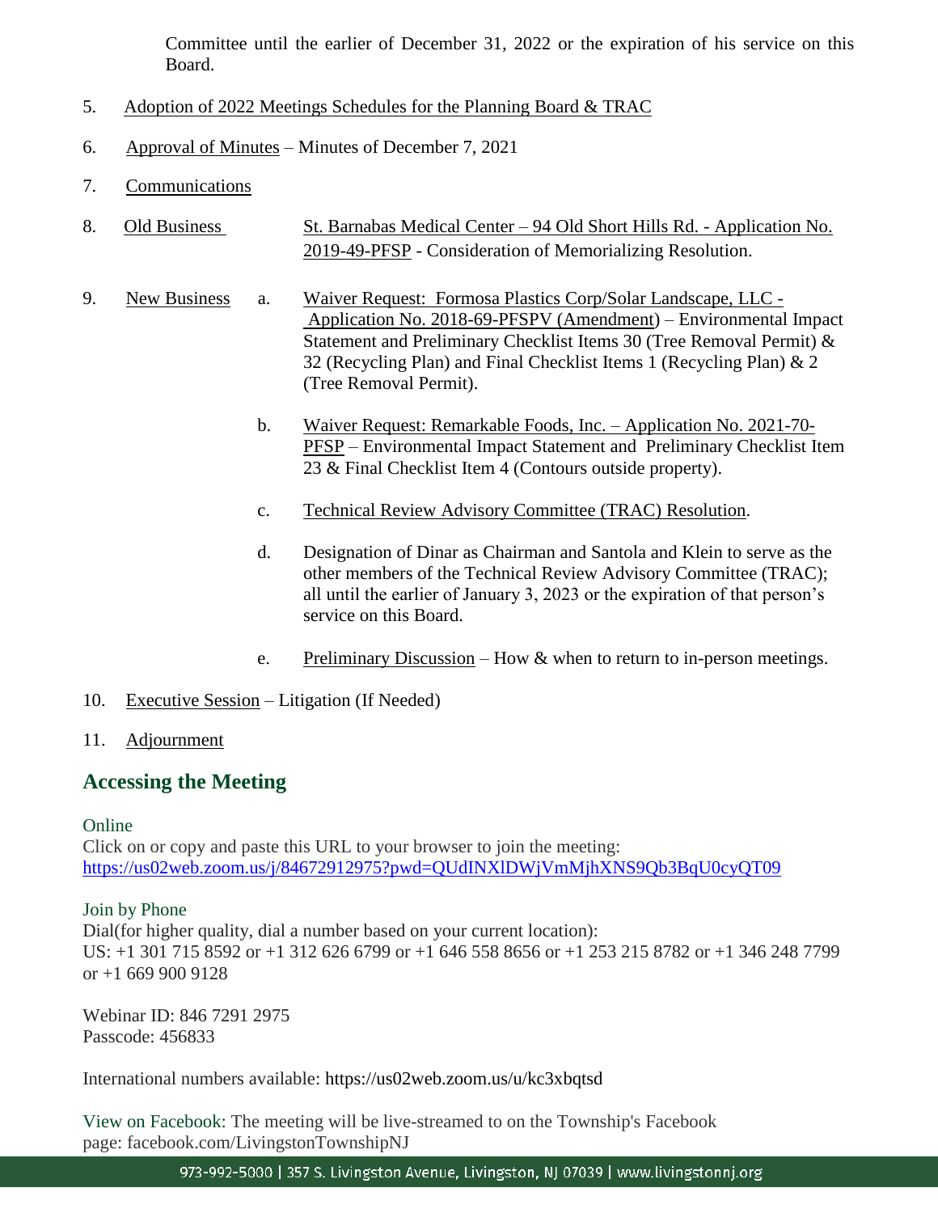Committee until the earlier of December 31, 2022 or the expiration of his service on this Board.

5. Adoption of 2022 Meetings Schedules for the Planning Board & TRAC

6. Approval of Minutes – Minutes of December 7, 2021

7. Communications

8. Old Business — St. Barnabas Medical Center – 94 Old Short Hills Rd. - Application No. 2019-49-PFSP - Consideration of Memorializing Resolution.

9. New Business
   a. Waiver Request: Formosa Plastics Corp/Solar Landscape, LLC - Application No. 2018-69-PFSPV (Amendment) – Environmental Impact Statement and Preliminary Checklist Items 30 (Tree Removal Permit) & 32 (Recycling Plan) and Final Checklist Items 1 (Recycling Plan) & 2 (Tree Removal Permit).

   b. Waiver Request: Remarkable Foods, Inc. – Application No. 2021-70-PFSP – Environmental Impact Statement and Preliminary Checklist Item 23 & Final Checklist Item 4 (Contours outside property).

   c. Technical Review Advisory Committee (TRAC) Resolution.

   d. Designation of Dinar as Chairman and Santola and Klein to serve as the other members of the Technical Review Advisory Committee (TRAC); all until the earlier of January 3, 2023 or the expiration of that person's service on this Board.

   e. Preliminary Discussion – How & when to return to in-person meetings.

10. Executive Session – Litigation (If Needed)

11. Adjournment

## Accessing the Meeting

Online
Click on or copy and paste this URL to your browser to join the meeting:
https://us02web.zoom.us/j/84672912975?pwd=QUdINXlDWjVmMjhXNS9Qb3BqU0cyQT09

Join by Phone
Dial(for higher quality, dial a number based on your current location):
US: +1 301 715 8592 or +1 312 626 6799 or +1 646 558 8656 or +1 253 215 8782 or +1 346 248 7799 or +1 669 900 9128

Webinar ID: 846 7291 2975
Passcode: 456833

International numbers available: https://us02web.zoom.us/u/kc3xbqtsd

View on Facebook: The meeting will be live-streamed to on the Township's Facebook page: facebook.com/LivingstonTownshipNJ

973-992-5000 | 357 S. Livingston Avenue, Livingston, NJ 07039 | www.livingstonnj.org